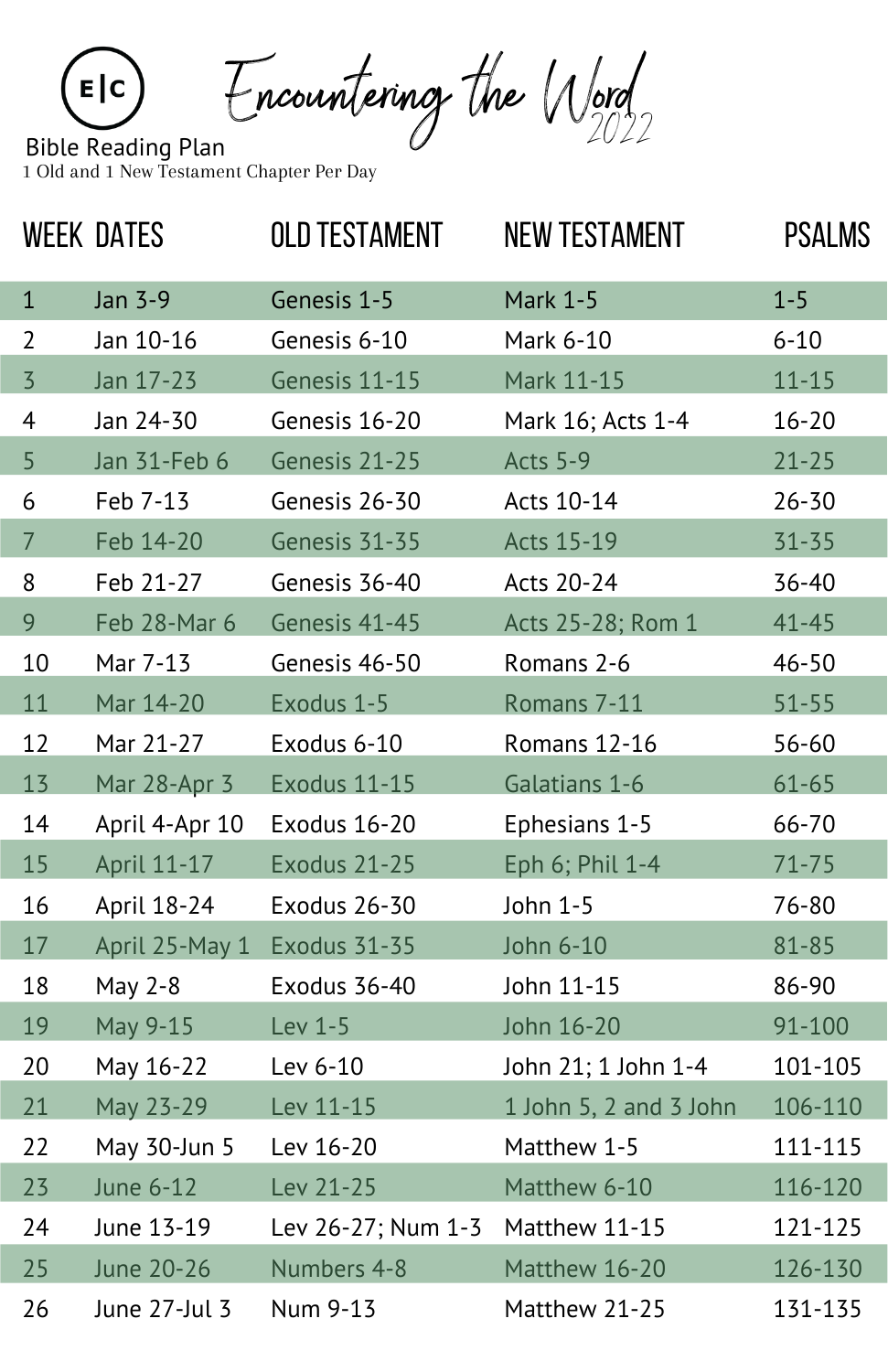E|C

# Encountering the Word 2022

Bible Reading Plan

1 Old and 1 New Testament Chapter Per Day

| WEEK | DATES | OLD TESTAMENT | NEW TESTAMENT | PSALMS |
|---|---|---|---|---|
| 1 | Jan 3-9 | Genesis 1-5 | Mark 1-5 | 1-5 |
| 2 | Jan 10-16 | Genesis 6-10 | Mark 6-10 | 6-10 |
| 3 | Jan 17-23 | Genesis 11-15 | Mark 11-15 | 11-15 |
| 4 | Jan 24-30 | Genesis 16-20 | Mark 16; Acts 1-4 | 16-20 |
| 5 | Jan 31-Feb 6 | Genesis 21-25 | Acts 5-9 | 21-25 |
| 6 | Feb 7-13 | Genesis 26-30 | Acts 10-14 | 26-30 |
| 7 | Feb 14-20 | Genesis 31-35 | Acts 15-19 | 31-35 |
| 8 | Feb 21-27 | Genesis 36-40 | Acts 20-24 | 36-40 |
| 9 | Feb 28-Mar 6 | Genesis 41-45 | Acts 25-28; Rom 1 | 41-45 |
| 10 | Mar 7-13 | Genesis 46-50 | Romans 2-6 | 46-50 |
| 11 | Mar 14-20 | Exodus 1-5 | Romans 7-11 | 51-55 |
| 12 | Mar 21-27 | Exodus 6-10 | Romans 12-16 | 56-60 |
| 13 | Mar 28-Apr 3 | Exodus 11-15 | Galatians 1-6 | 61-65 |
| 14 | April 4-Apr 10 | Exodus 16-20 | Ephesians 1-5 | 66-70 |
| 15 | April 11-17 | Exodus 21-25 | Eph 6; Phil 1-4 | 71-75 |
| 16 | April 18-24 | Exodus 26-30 | John 1-5 | 76-80 |
| 17 | April 25-May 1 | Exodus 31-35 | John 6-10 | 81-85 |
| 18 | May 2-8 | Exodus 36-40 | John 11-15 | 86-90 |
| 19 | May 9-15 | Lev 1-5 | John 16-20 | 91-100 |
| 20 | May 16-22 | Lev 6-10 | John 21; 1 John 1-4 | 101-105 |
| 21 | May 23-29 | Lev 11-15 | 1 John 5, 2 and 3 John | 106-110 |
| 22 | May 30-Jun 5 | Lev 16-20 | Matthew 1-5 | 111-115 |
| 23 | June 6-12 | Lev 21-25 | Matthew 6-10 | 116-120 |
| 24 | June 13-19 | Lev 26-27; Num 1-3 | Matthew 11-15 | 121-125 |
| 25 | June 20-26 | Numbers 4-8 | Matthew 16-20 | 126-130 |
| 26 | June 27-Jul 3 | Num 9-13 | Matthew 21-25 | 131-135 |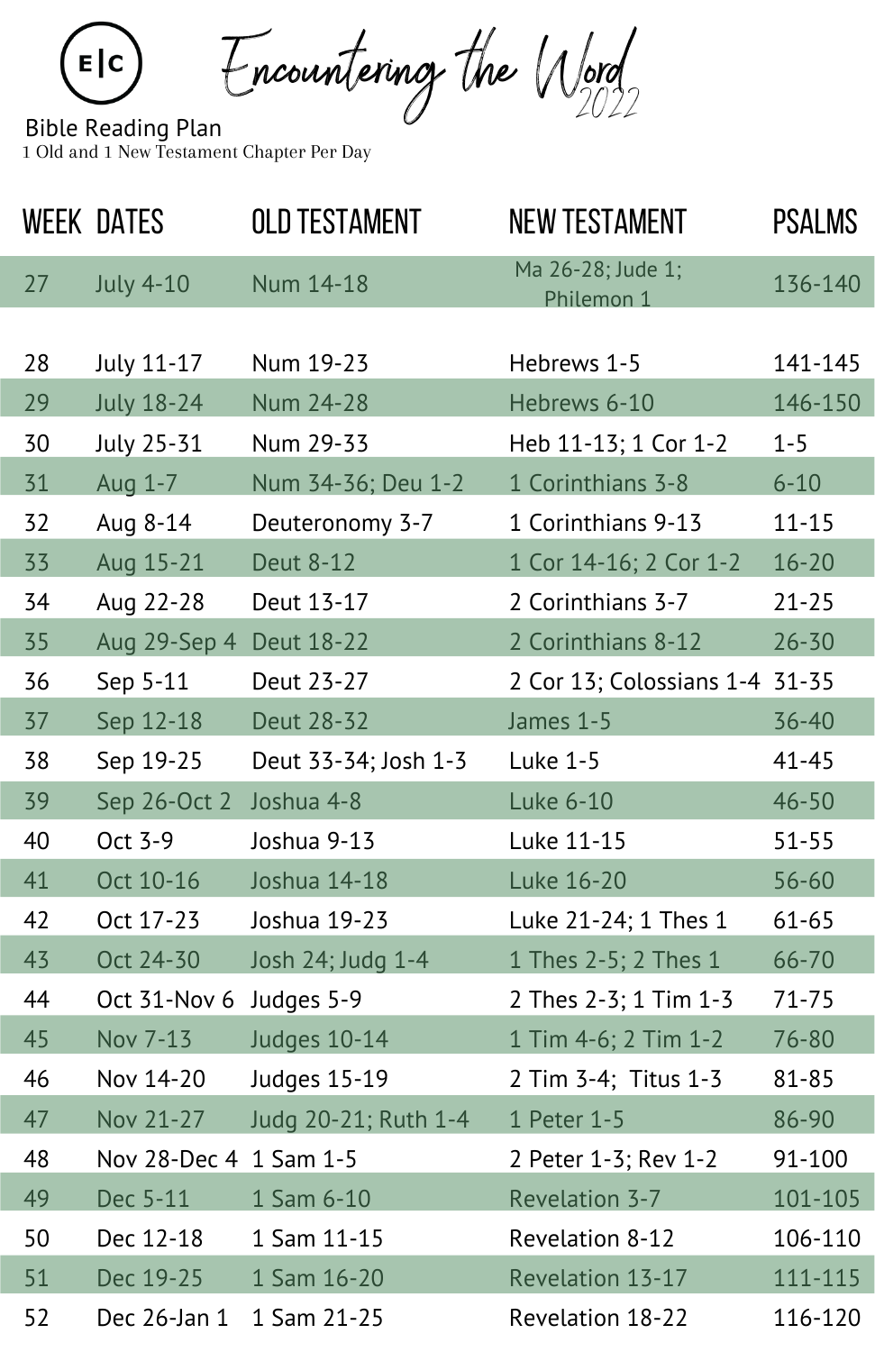E|C

# Encountering the Word 2022

Bible Reading Plan
1 Old and 1 New Testament Chapter Per Day

| WEEK | DATES | OLD TESTAMENT | NEW TESTAMENT | PSALMS |
|---|---|---|---|---|
| 27 | July 4-10 | Num 14-18 | Ma 26-28; Jude 1; Philemon 1 | 136-140 |
| 28 | July 11-17 | Num 19-23 | Hebrews 1-5 | 141-145 |
| 29 | July 18-24 | Num 24-28 | Hebrews 6-10 | 146-150 |
| 30 | July 25-31 | Num 29-33 | Heb 11-13; 1 Cor 1-2 | 1-5 |
| 31 | Aug 1-7 | Num 34-36; Deu 1-2 | 1 Corinthians 3-8 | 6-10 |
| 32 | Aug 8-14 | Deuteronomy 3-7 | 1 Corinthians 9-13 | 11-15 |
| 33 | Aug 15-21 | Deut 8-12 | 1 Cor 14-16; 2 Cor 1-2 | 16-20 |
| 34 | Aug 22-28 | Deut 13-17 | 2 Corinthians 3-7 | 21-25 |
| 35 | Aug 29-Sep 4 | Deut 18-22 | 2 Corinthians 8-12 | 26-30 |
| 36 | Sep 5-11 | Deut 23-27 | 2 Cor 13; Colossians 1-4 | 31-35 |
| 37 | Sep 12-18 | Deut 28-32 | James 1-5 | 36-40 |
| 38 | Sep 19-25 | Deut 33-34; Josh 1-3 | Luke 1-5 | 41-45 |
| 39 | Sep 26-Oct 2 | Joshua 4-8 | Luke 6-10 | 46-50 |
| 40 | Oct 3-9 | Joshua 9-13 | Luke 11-15 | 51-55 |
| 41 | Oct 10-16 | Joshua 14-18 | Luke 16-20 | 56-60 |
| 42 | Oct 17-23 | Joshua 19-23 | Luke 21-24; 1 Thes 1 | 61-65 |
| 43 | Oct 24-30 | Josh 24; Judg 1-4 | 1 Thes 2-5; 2 Thes 1 | 66-70 |
| 44 | Oct 31-Nov 6 | Judges 5-9 | 2 Thes 2-3; 1 Tim 1-3 | 71-75 |
| 45 | Nov 7-13 | Judges 10-14 | 1 Tim 4-6; 2 Tim 1-2 | 76-80 |
| 46 | Nov 14-20 | Judges 15-19 | 2 Tim 3-4; Titus 1-3 | 81-85 |
| 47 | Nov 21-27 | Judg 20-21; Ruth 1-4 | 1 Peter 1-5 | 86-90 |
| 48 | Nov 28-Dec 4 | 1 Sam 1-5 | 2 Peter 1-3; Rev 1-2 | 91-100 |
| 49 | Dec 5-11 | 1 Sam 6-10 | Revelation 3-7 | 101-105 |
| 50 | Dec 12-18 | 1 Sam 11-15 | Revelation 8-12 | 106-110 |
| 51 | Dec 19-25 | 1 Sam 16-20 | Revelation 13-17 | 111-115 |
| 52 | Dec 26-Jan 1 | 1 Sam 21-25 | Revelation 18-22 | 116-120 |